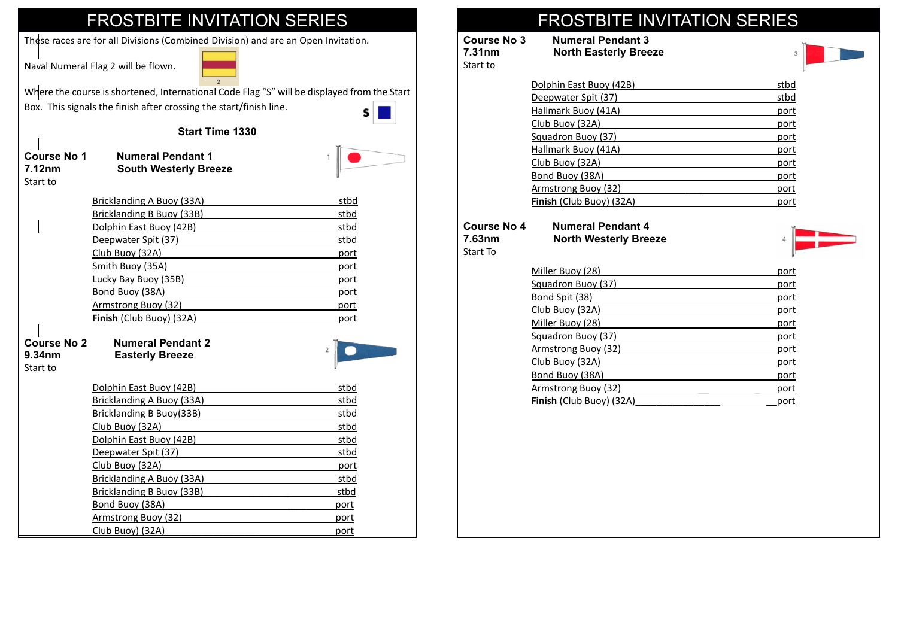# FROSTBITE INVITATION SERIES

These races are for all Divisions (Combined Division) and are an Open Invitation.

Naval Numeral Flag 2 will be flown.

Where the course is shortened, International Code Flag "S" will be displayed from the Start Box. This signals the finish after crossing the start/finish line.

S

**Start Time 1330**

## Course No 1 — Numeral Pendant 1
**7.12nm** — **South Westerly Breeze**

Start to

| | |
|---|---|
| Brickland­ing A Buoy (33A) | stbd |
| Brickland­ing B Buoy (33B) | stbd |
| Dolphin East Buoy (42B) | stbd |
| Deepwater Spit (37) | stbd |
| Club Buoy (32A) | port |
| Smith Buoy (35A) | port |
| Lucky Bay Buoy (35B) | port |
| Bond Buoy (38A) | port |
| Armstrong Buoy (32) | port |
| **Finish** (Club Buoy) (32A) | port |

## Course No 2 — Numeral Pendant 2
**9.34nm** — **Easterly Breeze**

Start to

| | |
|---|---|
| Dolphin East Buoy (42B) | stbd |
| Brickland­ing A Buoy (33A) | stbd |
| Brickland­ing B Buoy(33B) | stbd |
| Club Buoy (32A) | stbd |
| Dolphin East Buoy (42B) | stbd |
| Deepwater Spit (37) | stbd |
| Club Buoy (32A) | port |
| Brickland­ing A Buoy (33A) | stbd |
| Brickland­ing B Buoy (33B) | stbd |
| Bond Buoy (38A) | port |
| Armstrong Buoy (32) | port |
| Club Buoy) (32A) | port |

# FROSTBITE INVITATION SERIES

## Course No 3 — Numeral Pendant 3
**7.31nm** — **North Easterly Breeze**

Start to

| | |
|---|---|
| Dolphin East Buoy (42B) | stbd |
| Deepwater Spit (37) | stbd |
| Hallmark Buoy (41A) | port |
| Club Buoy (32A) | port |
| Squadron Buoy (37) | port |
| Hallmark Buoy (41A) | port |
| Club Buoy (32A) | port |
| Bond Buoy (38A) | port |
| Armstrong Buoy (32) | port |
| **Finish** (Club Buoy) (32A) | port |

## Course No 4 — Numeral Pendant 4
**7.63nm** — **North Westerly Breeze**

Start To

| | |
|---|---|
| Miller Buoy (28) | port |
| Squadron Buoy (37) | port |
| Bond Spit (38) | port |
| Club Buoy (32A) | port |
| Miller Buoy (28) | port |
| Squadron Buoy (37) | port |
| Armstrong Buoy (32) | port |
| Club Buoy (32A) | port |
| Bond Buoy (38A) | port |
| Armstrong Buoy (32) | port |
| **Finish** (Club Buoy) (32A) | port |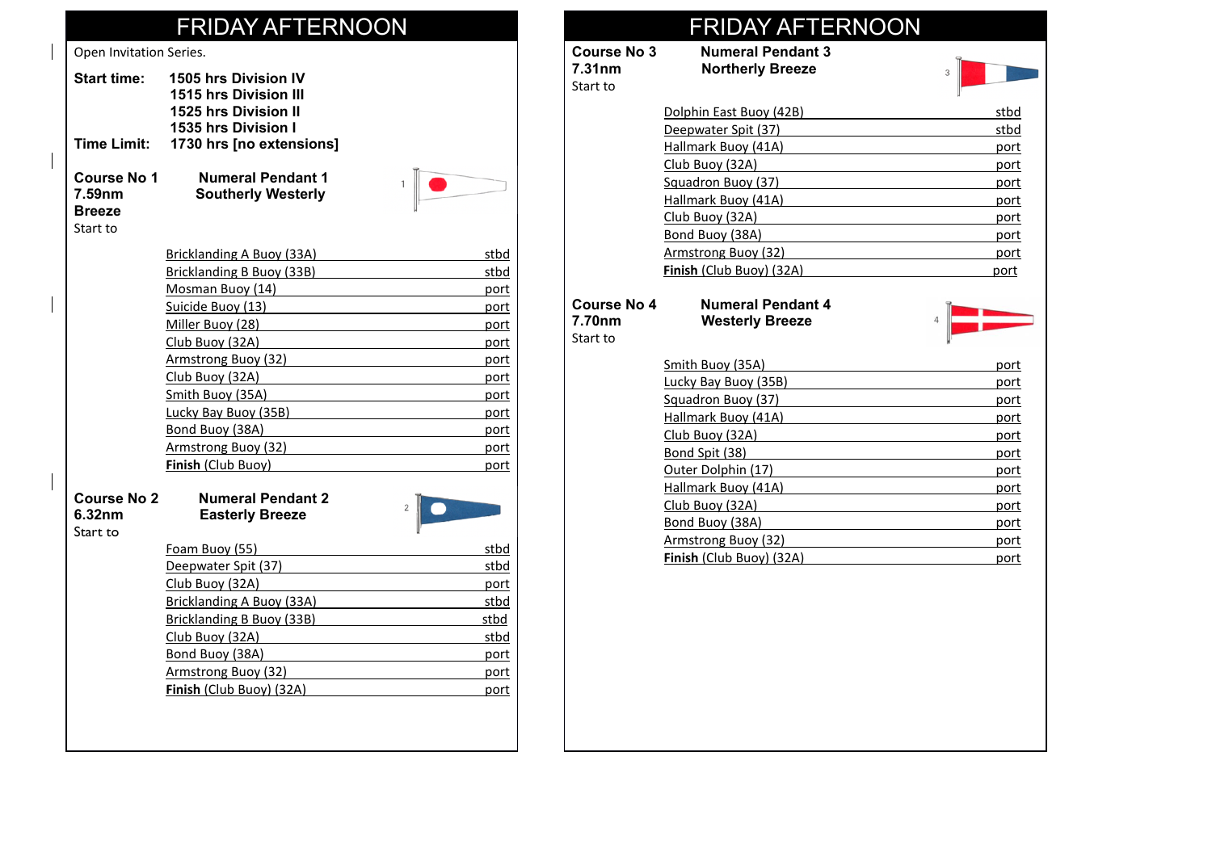# FRIDAY AFTERNOON

Open Invitation Series.

**Start time:** **1505 hrs Division IV**
**1515 hrs Division III**
**1525 hrs Division II**
**1535 hrs Division I**

**Time Limit:** **1730 hrs [no extensions]**

## Course No 1 — Numeral Pendant 1

**7.59nm** **Southerly Westerly Breeze**

Start to

| Mark | Rounding |
|---|---|
| Bricklanding A Buoy (33A) | stbd |
| Bricklanding B Buoy (33B) | stbd |
| Mosman Buoy (14) | port |
| Suicide Buoy (13) | port |
| Miller Buoy (28) | port |
| Club Buoy (32A) | port |
| Armstrong Buoy (32) | port |
| Club Buoy (32A) | port |
| Smith Buoy (35A) | port |
| Lucky Bay Buoy (35B) | port |
| Bond Buoy (38A) | port |
| Armstrong Buoy (32) | port |
| **Finish** (Club Buoy) | port |

## Course No 2 — Numeral Pendant 2

**6.32nm** **Easterly Breeze**

Start to

| Mark | Rounding |
|---|---|
| Foam Buoy (55) | stbd |
| Deepwater Spit (37) | stbd |
| Club Buoy (32A) | port |
| Bricklanding A Buoy (33A) | stbd |
| Bricklanding B Buoy (33B) | stbd |
| Club Buoy (32A) | stbd |
| Bond Buoy (38A) | port |
| Armstrong Buoy (32) | port |
| **Finish** (Club Buoy) (32A) | port |

# FRIDAY AFTERNOON

## Course No 3 — Numeral Pendant 3

**7.31nm** **Northerly Breeze**

Start to

| Mark | Rounding |
|---|---|
| Dolphin East Buoy (42B) | stbd |
| Deepwater Spit (37) | stbd |
| Hallmark Buoy (41A) | port |
| Club Buoy (32A) | port |
| Squadron Buoy (37) | port |
| Hallmark Buoy (41A) | port |
| Club Buoy (32A) | port |
| Bond Buoy (38A) | port |
| Armstrong Buoy (32) | port |
| **Finish** (Club Buoy) (32A) | port |

## Course No 4 — Numeral Pendant 4

**7.70nm** **Westerly Breeze**

Start to

| Mark | Rounding |
|---|---|
| Smith Buoy (35A) | port |
| Lucky Bay Buoy (35B) | port |
| Squadron Buoy (37) | port |
| Hallmark Buoy (41A) | port |
| Club Buoy (32A) | port |
| Bond Spit (38) | port |
| Outer Dolphin (17) | port |
| Hallmark Buoy (41A) | port |
| Club Buoy (32A) | port |
| Bond Buoy (38A) | port |
| Armstrong Buoy (32) | port |
| **Finish** (Club Buoy) (32A) | port |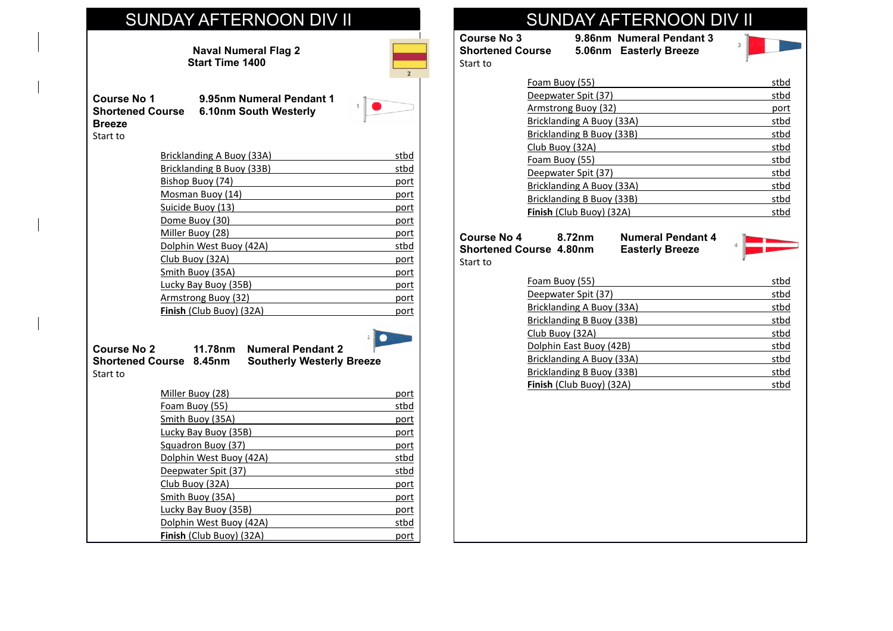## SUNDAY AFTERNOON DIV II

**Naval Numeral Flag 2**
**Start Time 1400**

**Course No 1** **9.95nm Numeral Pendant 1**
**Shortened Course** **6.10nm South Westerly Breeze**
Start to

| | |
|---|---|
| Brickland A Buoy (33A) | stbd |
| Brickland B Buoy (33B) | stbd |
| Bishop Buoy (74) | port |
| Mosman Buoy (14) | port |
| Suicide Buoy (13) | port |
| Dome Buoy (30) | port |
| Miller Buoy (28) | port |
| Dolphin West Buoy (42A) | stbd |
| Club Buoy (32A) | port |
| Smith Buoy (35A) | port |
| Lucky Bay Buoy (35B) | port |
| Armstrong Buoy (32) | port |
| **Finish** (Club Buoy) (32A) | port |

**Course No 2** **11.78nm** **Numeral Pendant 2**
**Shortened Course** **8.45nm** **Southerly Westerly Breeze**
Start to

| | |
|---|---|
| Miller Buoy (28) | port |
| Foam Buoy (55) | stbd |
| Smith Buoy (35A) | port |
| Lucky Bay Buoy (35B) | port |
| Squadron Buoy (37) | port |
| Dolphin West Buoy (42A) | stbd |
| Deepwater Spit (37) | stbd |
| Club Buoy (32A) | port |
| Smith Buoy (35A) | port |
| Lucky Bay Buoy (35B) | port |
| Dolphin West Buoy (42A) | stbd |
| **Finish** (Club Buoy) (32A) | port |

## SUNDAY AFTERNOON DIV II

**Course No 3** **9.86nm Numeral Pendant 3**
**Shortened Course** **5.06nm Easterly Breeze**
Start to

| | |
|---|---|
| Foam Buoy (55) | stbd |
| Deepwater Spit (37) | stbd |
| Armstrong Buoy (32) | port |
| Brickland A Buoy (33A) | stbd |
| Brickland B Buoy (33B) | stbd |
| Club Buoy (32A) | stbd |
| Foam Buoy (55) | stbd |
| Deepwater Spit (37) | stbd |
| Brickland A Buoy (33A) | stbd |
| Brickland B Buoy (33B) | stbd |
| **Finish** (Club Buoy) (32A) | stbd |

**Course No 4** **8.72nm** **Numeral Pendant 4**
**Shortened Course** **4.80nm** **Easterly Breeze**
Start to

| | |
|---|---|
| Foam Buoy (55) | stbd |
| Deepwater Spit (37) | stbd |
| Brickland A Buoy (33A) | stbd |
| Brickland B Buoy (33B) | stbd |
| Club Buoy (32A) | stbd |
| Dolphin East Buoy (42B) | stbd |
| Brickland A Buoy (33A) | stbd |
| Brickland B Buoy (33B) | stbd |
| **Finish** (Club Buoy) (32A) | stbd |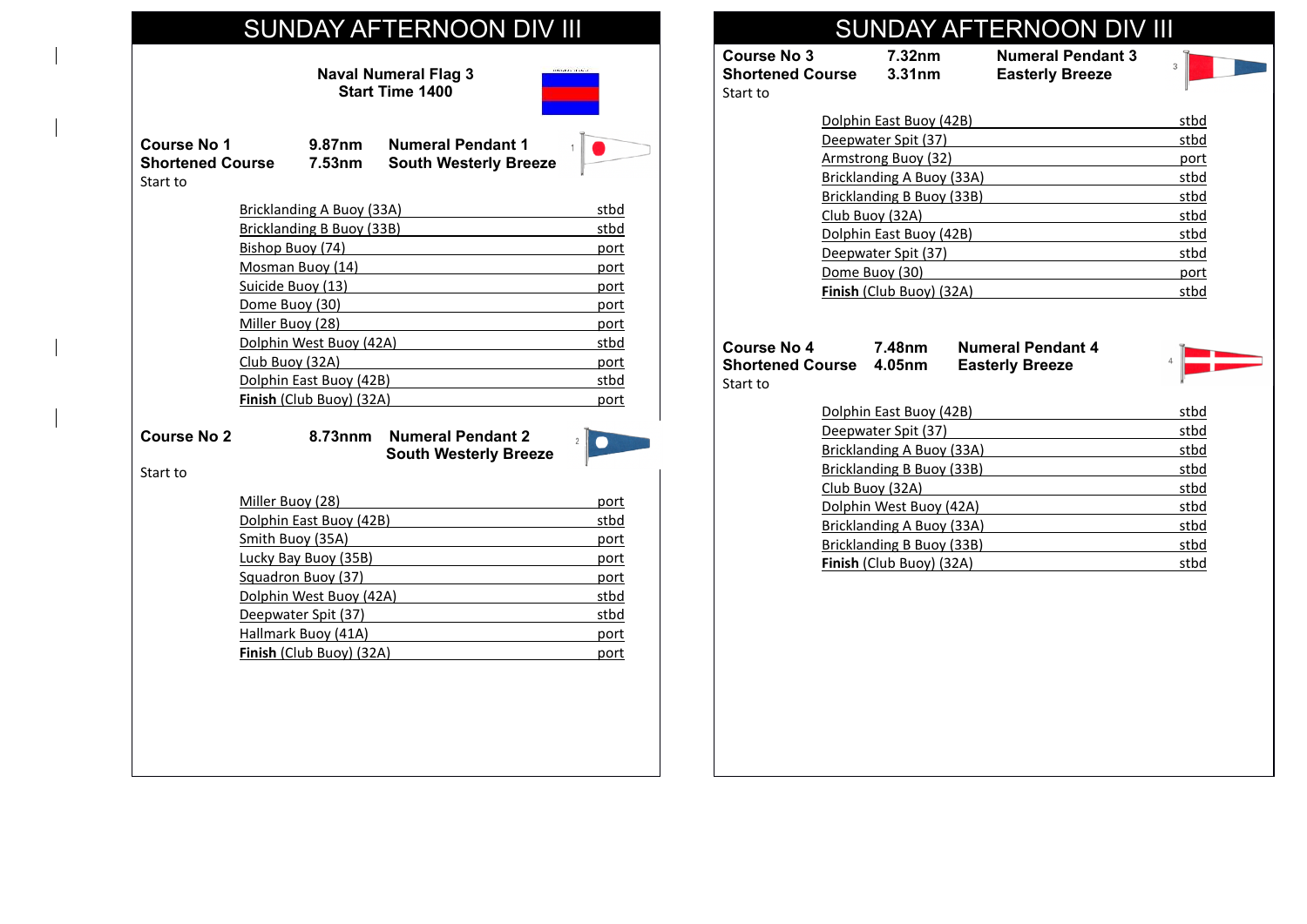# SUNDAY AFTERNOON DIV III

**Naval Numeral Flag 3**
**Start Time 1400**

**Course No 1** **9.87nm** **Numeral Pendant 1**
**Shortened Course** **7.53nm** **South Westerly Breeze**
Start to

| | |
|---|---|
| Bricklanding A Buoy (33A) | stbd |
| Bricklanding B Buoy (33B) | stbd |
| Bishop Buoy (74) | port |
| Mosman Buoy (14) | port |
| Suicide Buoy (13) | port |
| Dome Buoy (30) | port |
| Miller Buoy (28) | port |
| Dolphin West Buoy (42A) | stbd |
| Club Buoy (32A) | port |
| Dolphin East Buoy (42B) | stbd |
| **Finish** (Club Buoy) (32A) | port |

**Course No 2** **8.73nnm** **Numeral Pendant 2**
**South Westerly Breeze**
Start to

| | |
|---|---|
| Miller Buoy (28) | port |
| Dolphin East Buoy (42B) | stbd |
| Smith Buoy (35A) | port |
| Lucky Bay Buoy (35B) | port |
| Squadron Buoy (37) | port |
| Dolphin West Buoy (42A) | stbd |
| Deepwater Spit (37) | stbd |
| Hallmark Buoy (41A) | port |
| **Finish** (Club Buoy) (32A) | port |

# SUNDAY AFTERNOON DIV III

**Course No 3** **7.32nm** **Numeral Pendant 3**
**Shortened Course** **3.31nm** **Easterly Breeze**
Start to

| | |
|---|---|
| Dolphin East Buoy (42B) | stbd |
| Deepwater Spit (37) | stbd |
| Armstrong Buoy (32) | port |
| Bricklanding A Buoy (33A) | stbd |
| Bricklanding B Buoy (33B) | stbd |
| Club Buoy (32A) | stbd |
| Dolphin East Buoy (42B) | stbd |
| Deepwater Spit (37) | stbd |
| Dome Buoy (30) | port |
| **Finish** (Club Buoy) (32A) | stbd |

**Course No 4** **7.48nm** **Numeral Pendant 4**
**Shortened Course** **4.05nm** **Easterly Breeze**
Start to

| | |
|---|---|
| Dolphin East Buoy (42B) | stbd |
| Deepwater Spit (37) | stbd |
| Bricklanding A Buoy (33A) | stbd |
| Bricklanding B Buoy (33B) | stbd |
| Club Buoy (32A) | stbd |
| Dolphin West Buoy (42A) | stbd |
| Bricklanding A Buoy (33A) | stbd |
| Bricklanding B Buoy (33B) | stbd |
| **Finish** (Club Buoy) (32A) | stbd |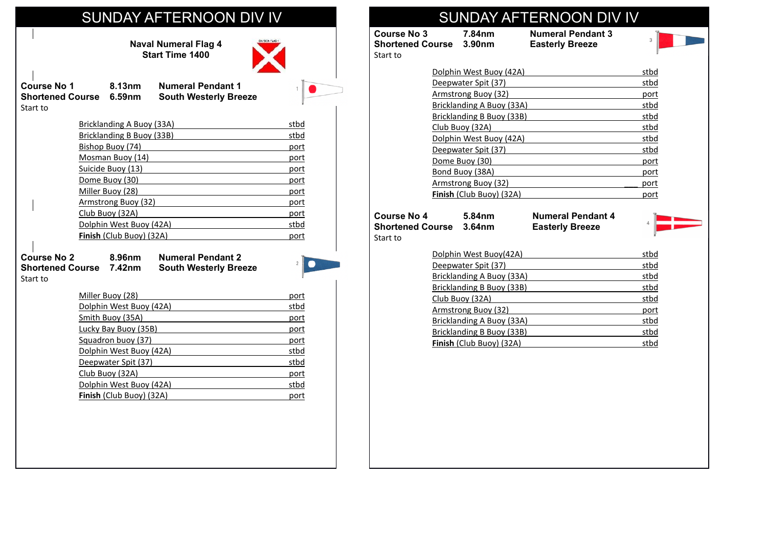# SUNDAY AFTERNOON DIV IV

**Naval Numeral Flag 4**
**Start Time 1400**

**Course No 1** **8.13nm** **Numeral Pendant 1**
**Shortened Course** **6.59nm** **South Westerly Breeze**
Start to

| | |
|---|---|
| Bricklanding A Buoy (33A) | stbd |
| Bricklanding B Buoy (33B) | stbd |
| Bishop Buoy (74) | port |
| Mosman Buoy (14) | port |
| Suicide Buoy (13) | port |
| Dome Buoy (30) | port |
| Miller Buoy (28) | port |
| Armstrong Buoy (32) | port |
| Club Buoy (32A) | port |
| Dolphin West Buoy (42A) | stbd |
| **Finish** (Club Buoy) (32A) | port |

**Course No 2** **8.96nm** **Numeral Pendant 2**
**Shortened Course** **7.42nm** **South Westerly Breeze**
Start to

| | |
|---|---|
| Miller Buoy (28) | port |
| Dolphin West Buoy (42A) | stbd |
| Smith Buoy (35A) | port |
| Lucky Bay Buoy (35B) | port |
| Squadron buoy (37) | port |
| Dolphin West Buoy (42A) | stbd |
| Deepwater Spit (37) | stbd |
| Club Buoy (32A) | port |
| Dolphin West Buoy (42A) | stbd |
| **Finish** (Club Buoy) (32A) | port |

# SUNDAY AFTERNOON DIV IV

**Course No 3** **7.84nm** **Numeral Pendant 3**
**Shortened Course** **3.90nm** **Easterly Breeze**
Start to

| | |
|---|---|
| Dolphin West Buoy (42A) | stbd |
| Deepwater Spit (37) | stbd |
| Armstrong Buoy (32) | port |
| Bricklanding A Buoy (33A) | stbd |
| Bricklanding B Buoy (33B) | stbd |
| Club Buoy (32A) | stbd |
| Dolphin West Buoy (42A) | stbd |
| Deepwater Spit (37) | stbd |
| Dome Buoy (30) | port |
| Bond Buoy (38A) | port |
| Armstrong Buoy (32) | port |
| **Finish** (Club Buoy) (32A) | port |

**Course No 4** **5.84nm** **Numeral Pendant 4**
**Shortened Course** **3.64nm** **Easterly Breeze**
Start to

| | |
|---|---|
| Dolphin West Buoy(42A) | stbd |
| Deepwater Spit (37) | stbd |
| Bricklanding A Buoy (33A) | stbd |
| Bricklanding B Buoy (33B) | stbd |
| Club Buoy (32A) | stbd |
| Armstrong Buoy (32) | port |
| Bricklanding A Buoy (33A) | stbd |
| Bricklanding B Buoy (33B) | stbd |
| **Finish** (Club Buoy) (32A) | stbd |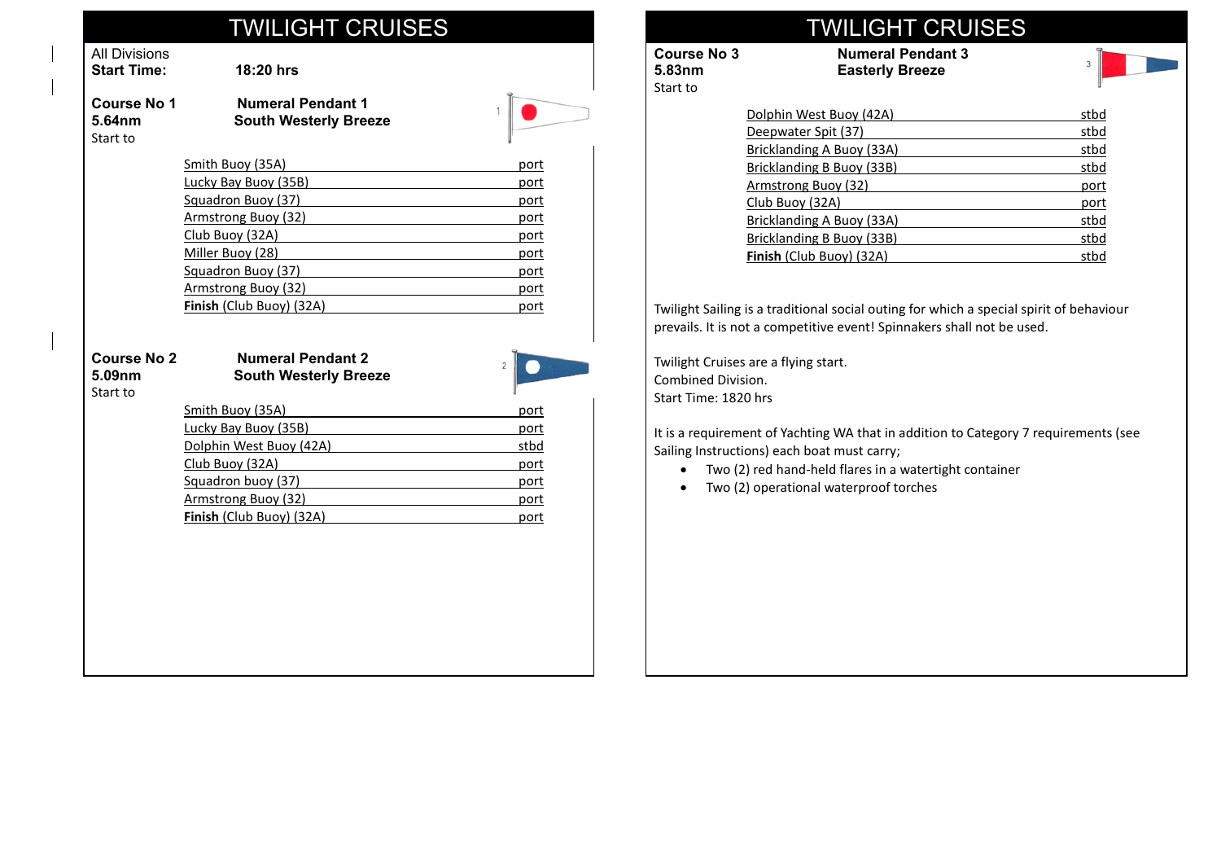# TWILIGHT CRUISES

All Divisions
**Start Time:** **18:20 hrs**

**Course No 1** **Numeral Pendant 1**
**5.64nm** **South Westerly Breeze**
Start to

| | |
|---|---|
| Smith Buoy (35A) | port |
| Lucky Bay Buoy (35B) | port |
| Squadron Buoy (37) | port |
| Armstrong Buoy (32) | port |
| Club Buoy (32A) | port |
| Miller Buoy (28) | port |
| Squadron Buoy (37) | port |
| Armstrong Buoy (32) | port |
| **Finish** (Club Buoy) (32A) | port |

**Course No 2** **Numeral Pendant 2**
**5.09nm** **South Westerly Breeze**
Start to

| | |
|---|---|
| Smith Buoy (35A) | port |
| Lucky Bay Buoy (35B) | port |
| Dolphin West Buoy (42A) | stbd |
| Club Buoy (32A) | port |
| Squadron buoy (37) | port |
| Armstrong Buoy (32) | port |
| **Finish** (Club Buoy) (32A) | port |

# TWILIGHT CRUISES

**Course No 3** **Numeral Pendant 3**
**5.83nm** **Easterly Breeze**
Start to

| | |
|---|---|
| Dolphin West Buoy (42A) | stbd |
| Deepwater Spit (37) | stbd |
| Bricklanding A Buoy (33A) | stbd |
| Bricklanding B Buoy (33B) | stbd |
| Armstrong Buoy (32) | port |
| Club Buoy (32A) | port |
| Bricklanding A Buoy (33A) | stbd |
| Bricklanding B Buoy (33B) | stbd |
| **Finish** (Club Buoy) (32A) | stbd |

Twilight Sailing is a traditional social outing for which a special spirit of behaviour prevails. It is not a competitive event! Spinnakers shall not be used.

Twilight Cruises are a flying start.
Combined Division.
Start Time: 1820 hrs

It is a requirement of Yachting WA that in addition to Category 7 requirements (see Sailing Instructions) each boat must carry;

- Two (2) red hand-held flares in a watertight container
- Two (2) operational waterproof torches